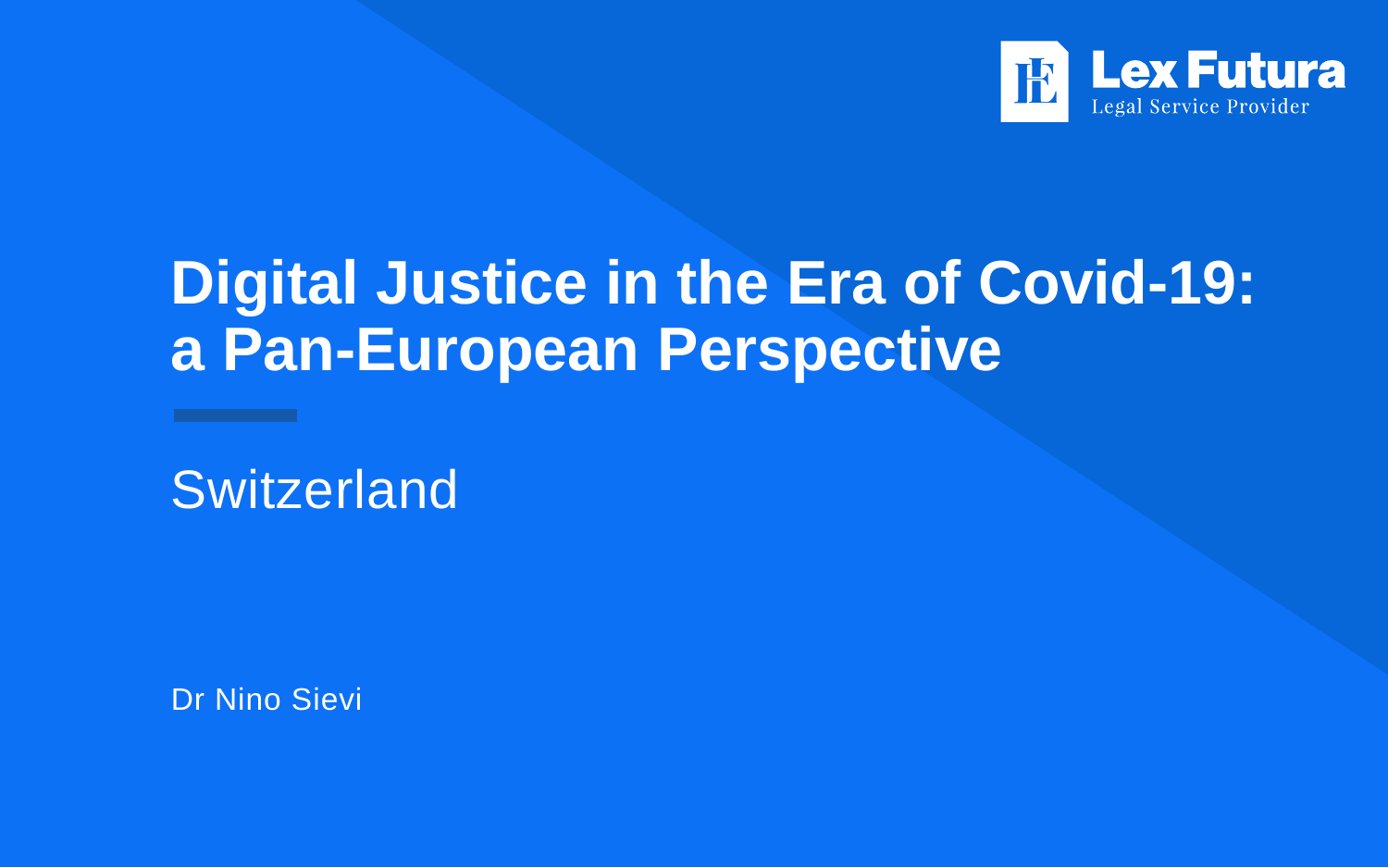Lex Futura
Legal Service Provider

# Digital Justice in the Era of Covid-19: a Pan-European Perspective

## Switzerland

Dr Nino Sievi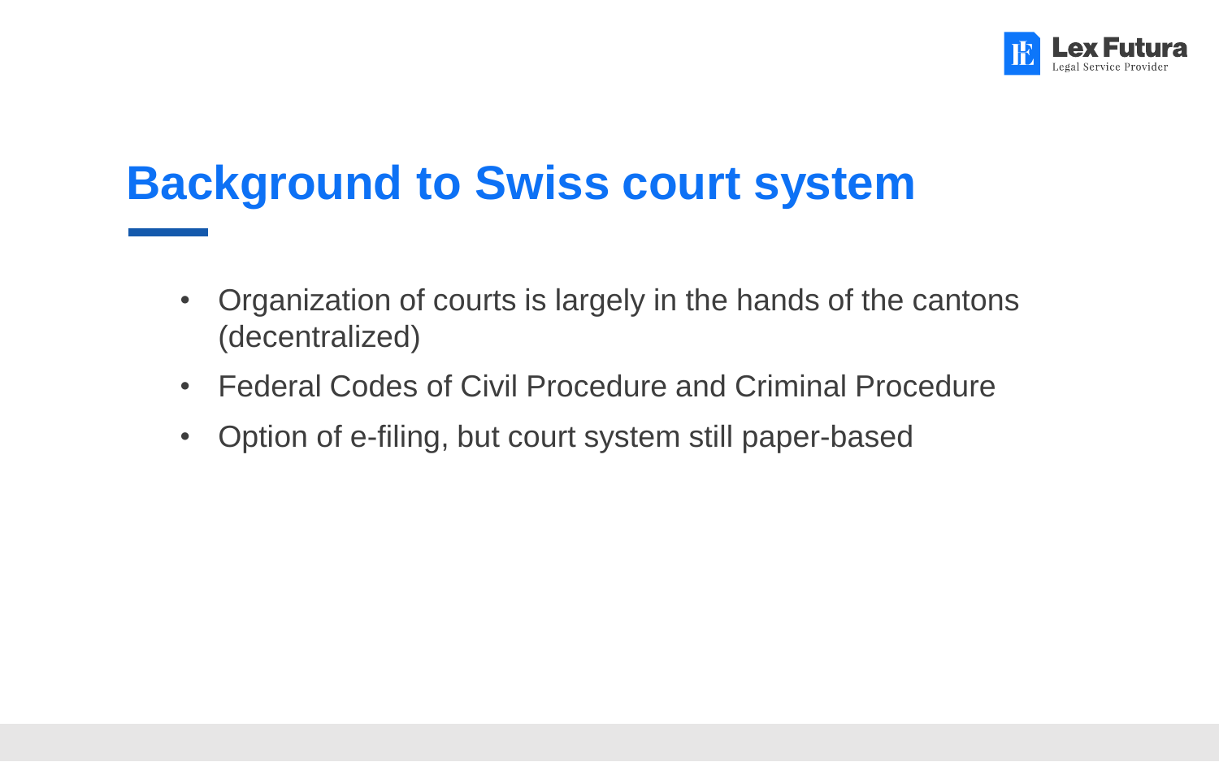# Background to Swiss court system

- Organization of courts is largely in the hands of the cantons (decentralized)
- Federal Codes of Civil Procedure and Criminal Procedure
- Option of e-filing, but court system still paper-based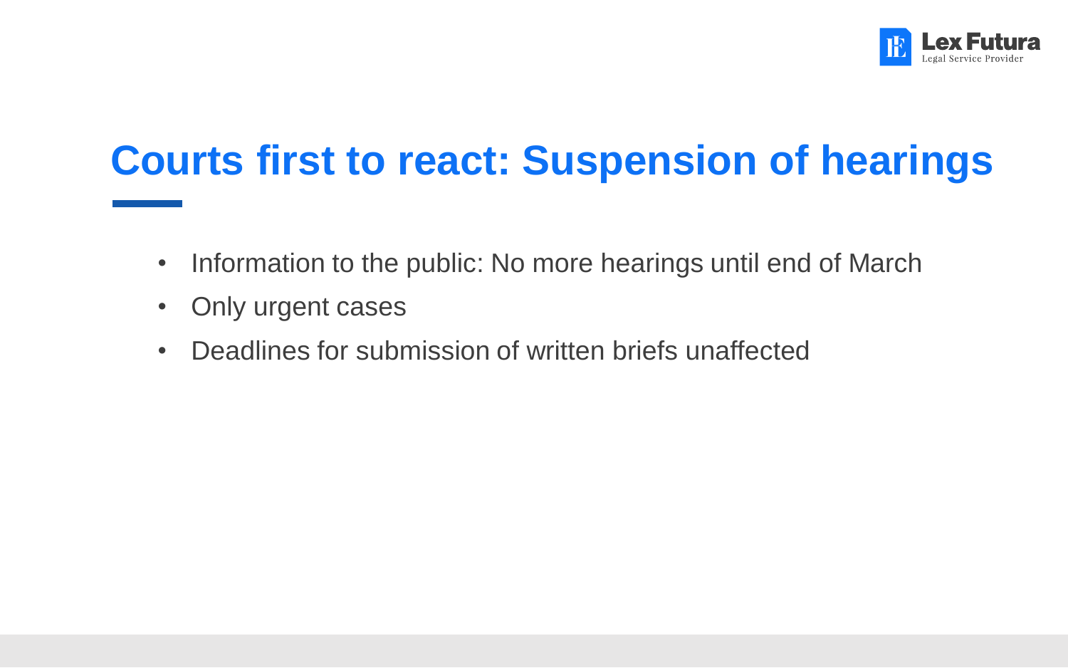# Courts first to react: Suspension of hearings

- Information to the public: No more hearings until end of March
- Only urgent cases
- Deadlines for submission of written briefs unaffected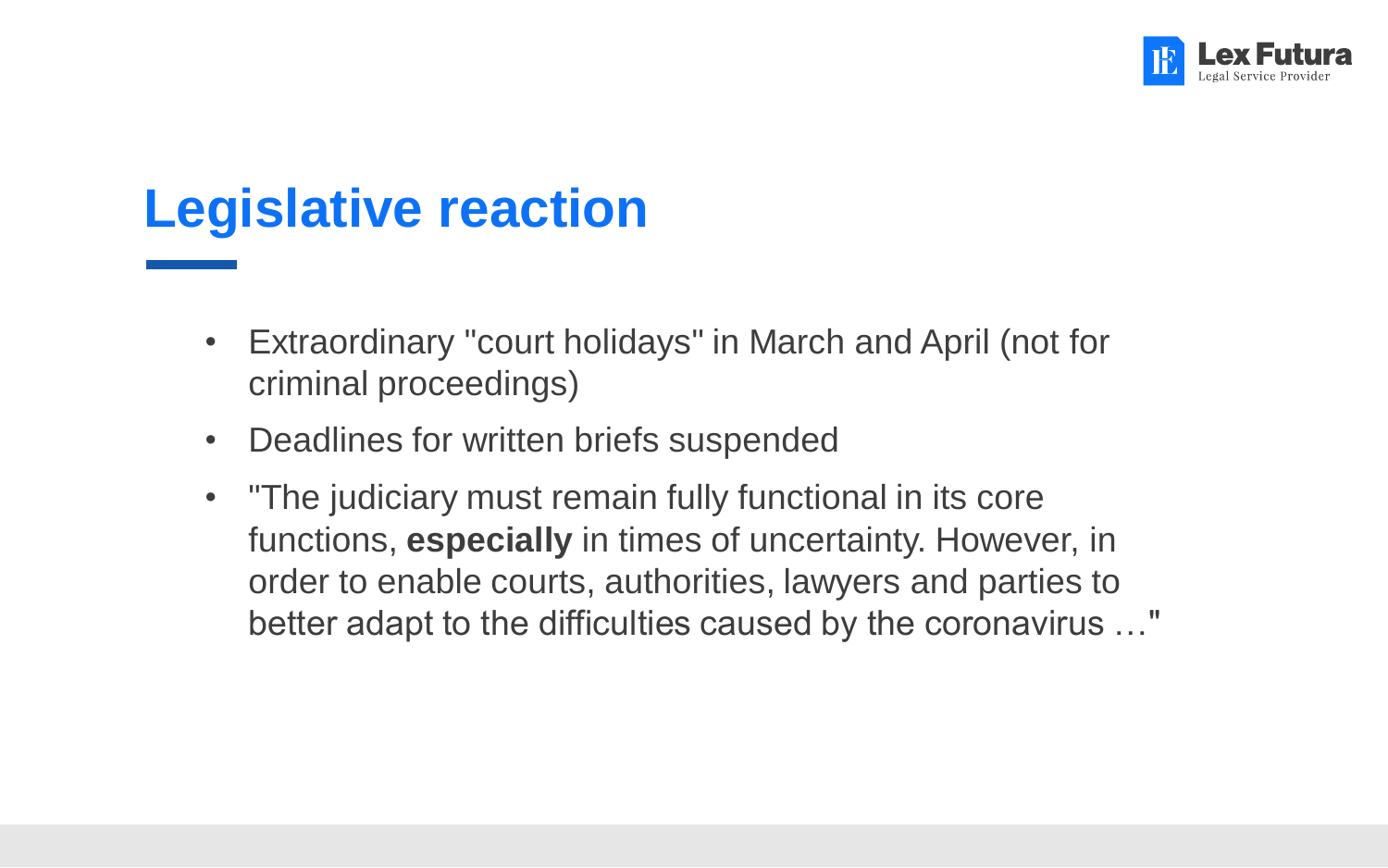# Legislative reaction

- Extraordinary "court holidays" in March and April (not for criminal proceedings)
- Deadlines for written briefs suspended
- "The judiciary must remain fully functional in its core functions, **especially** in times of uncertainty. However, in order to enable courts, authorities, lawyers and parties to better adapt to the difficulties caused by the coronavirus …"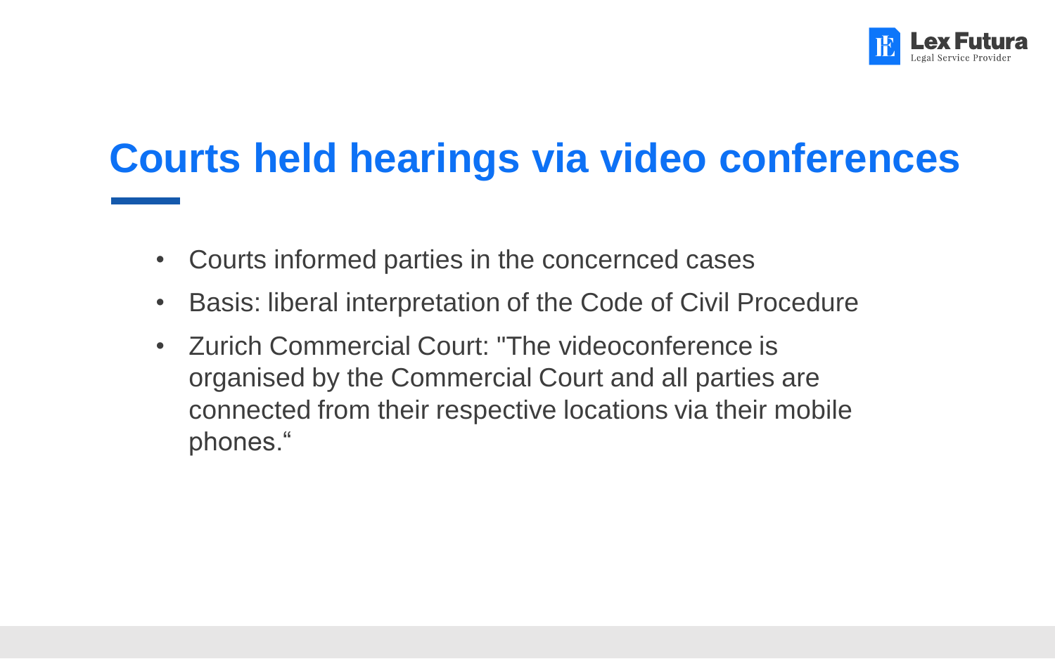# Courts held hearings via video conferences

- Courts informed parties in the concernced cases
- Basis: liberal interpretation of the Code of Civil Procedure
- Zurich Commercial Court: "The videoconference is organised by the Commercial Court and all parties are connected from their respective locations via their mobile phones.“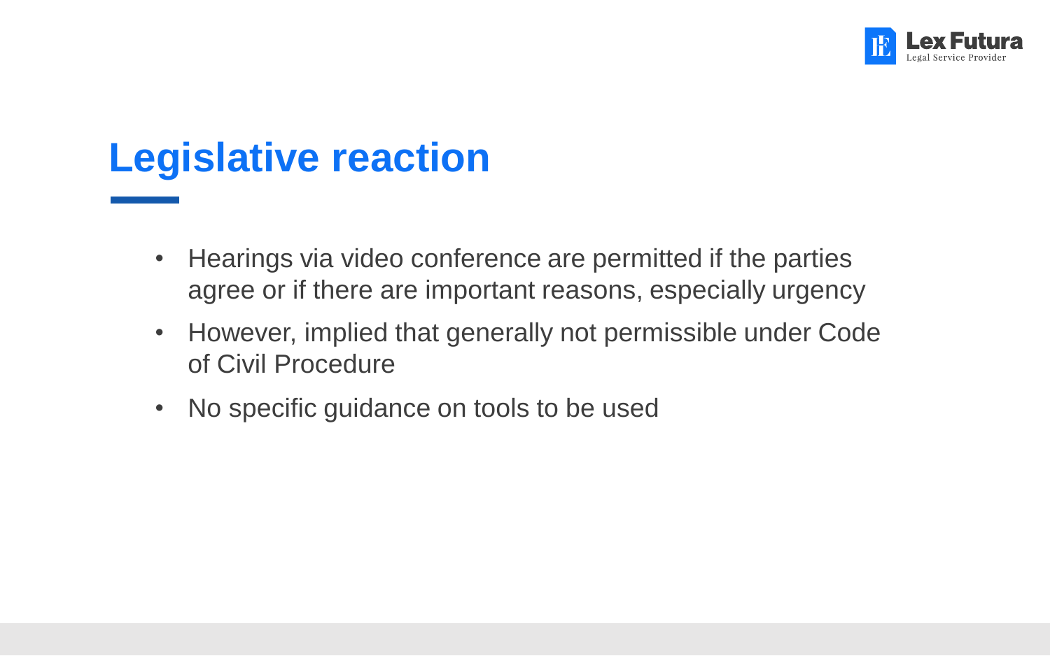# Legislative reaction

- Hearings via video conference are permitted if the parties agree or if there are important reasons, especially urgency
- However, implied that generally not permissible under Code of Civil Procedure
- No specific guidance on tools to be used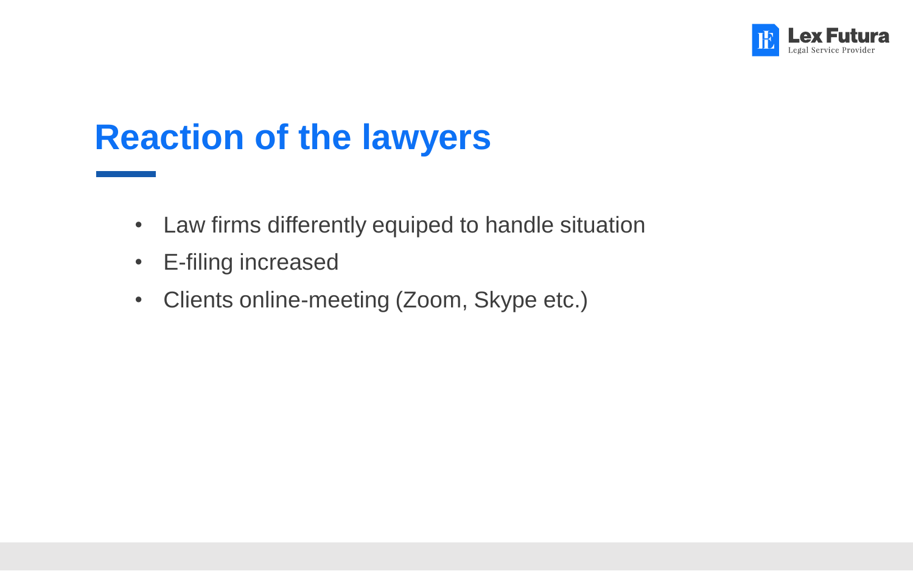# Reaction of the lawyers

- Law firms differently equiped to handle situation
- E-filing increased
- Clients online-meeting (Zoom, Skype etc.)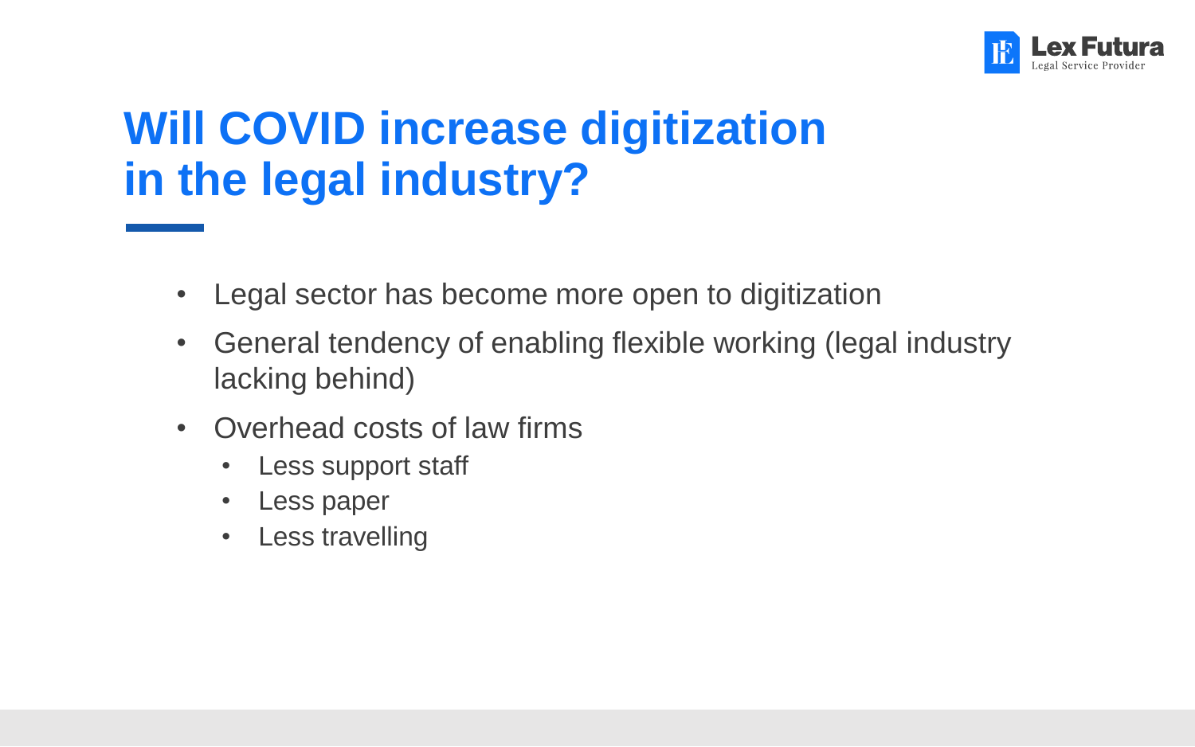# Will COVID increase digitization in the legal industry?

- Legal sector has become more open to digitization
- General tendency of enabling flexible working (legal industry lacking behind)
- Overhead costs of law firms
  - Less support staff
  - Less paper
  - Less travelling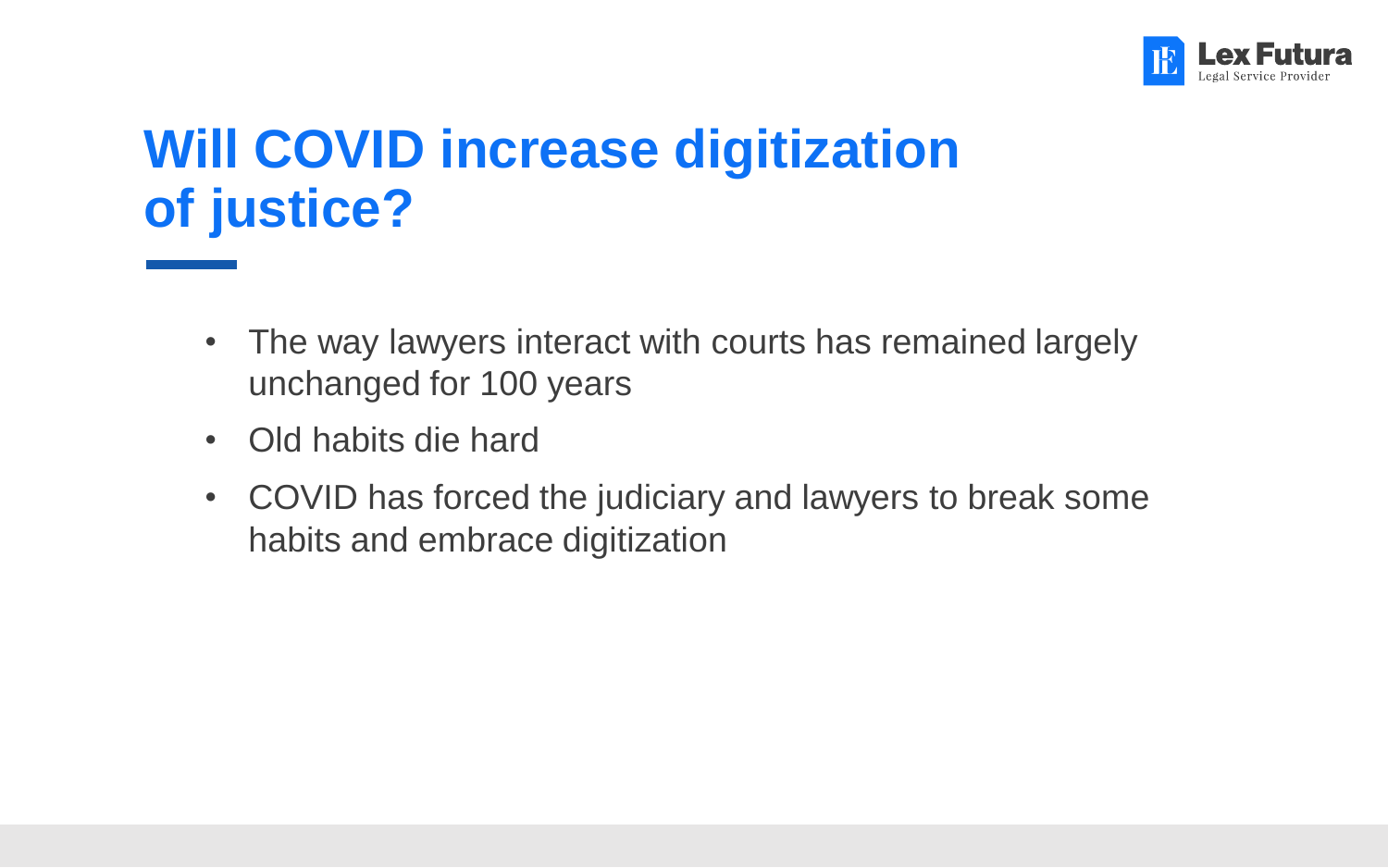# Will COVID increase digitization of justice?

- The way lawyers interact with courts has remained largely unchanged for 100 years
- Old habits die hard
- COVID has forced the judiciary and lawyers to break some habits and embrace digitization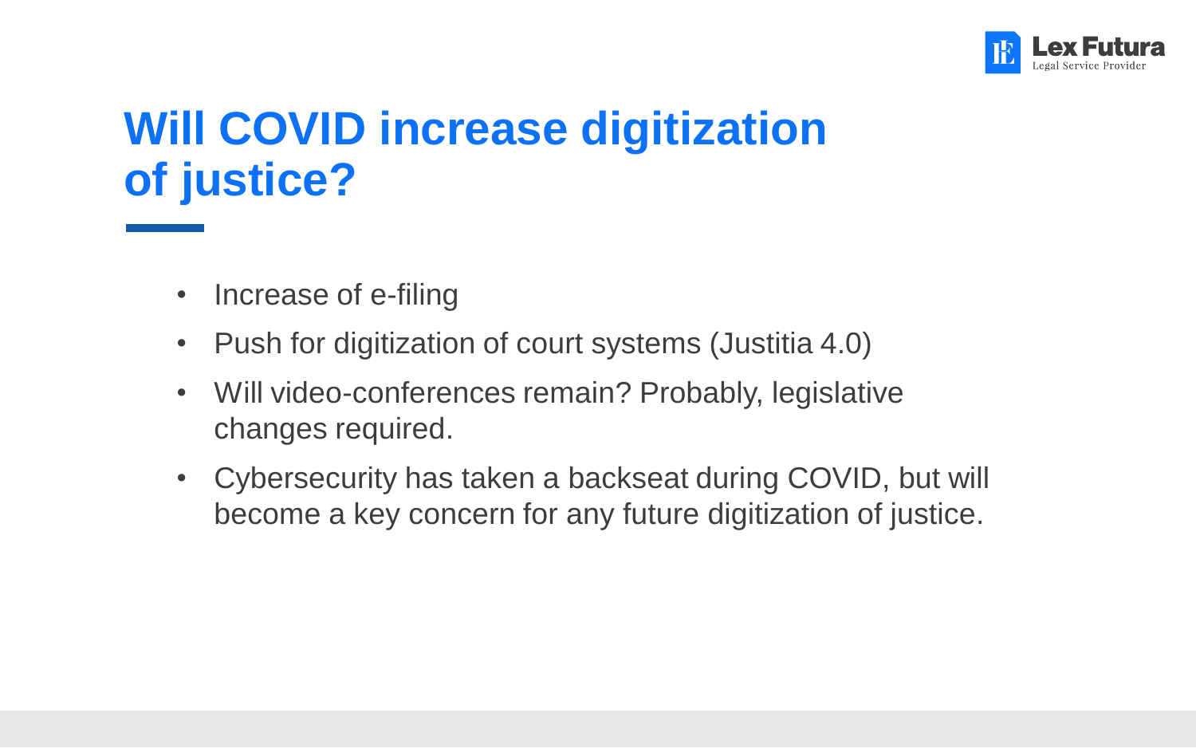# Will COVID increase digitization of justice?

- Increase of e-filing
- Push for digitization of court systems (Justitia 4.0)
- Will video-conferences remain? Probably, legislative changes required.
- Cybersecurity has taken a backseat during COVID, but will become a key concern for any future digitization of justice.